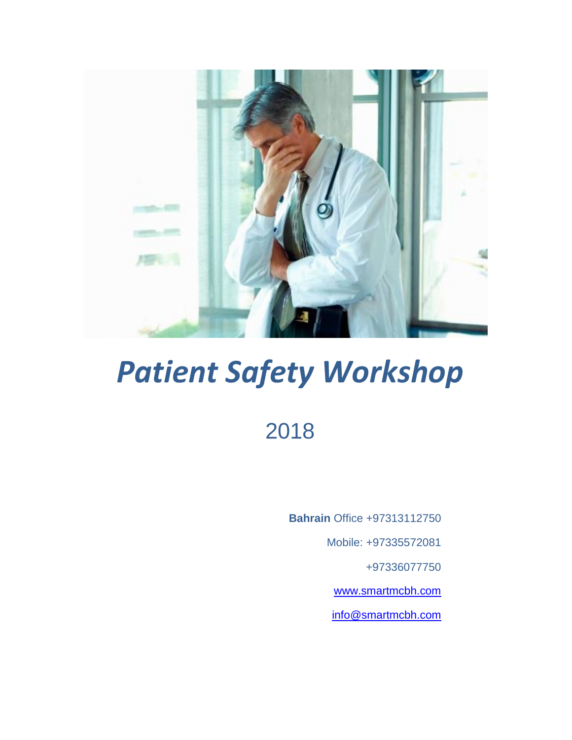# *Patient Safety Workshop*

2018

**Bahrain** Office +97313112750

Mobile: +97335572081

+97336077750

www.smartmcbh.com

info@smartmcbh.com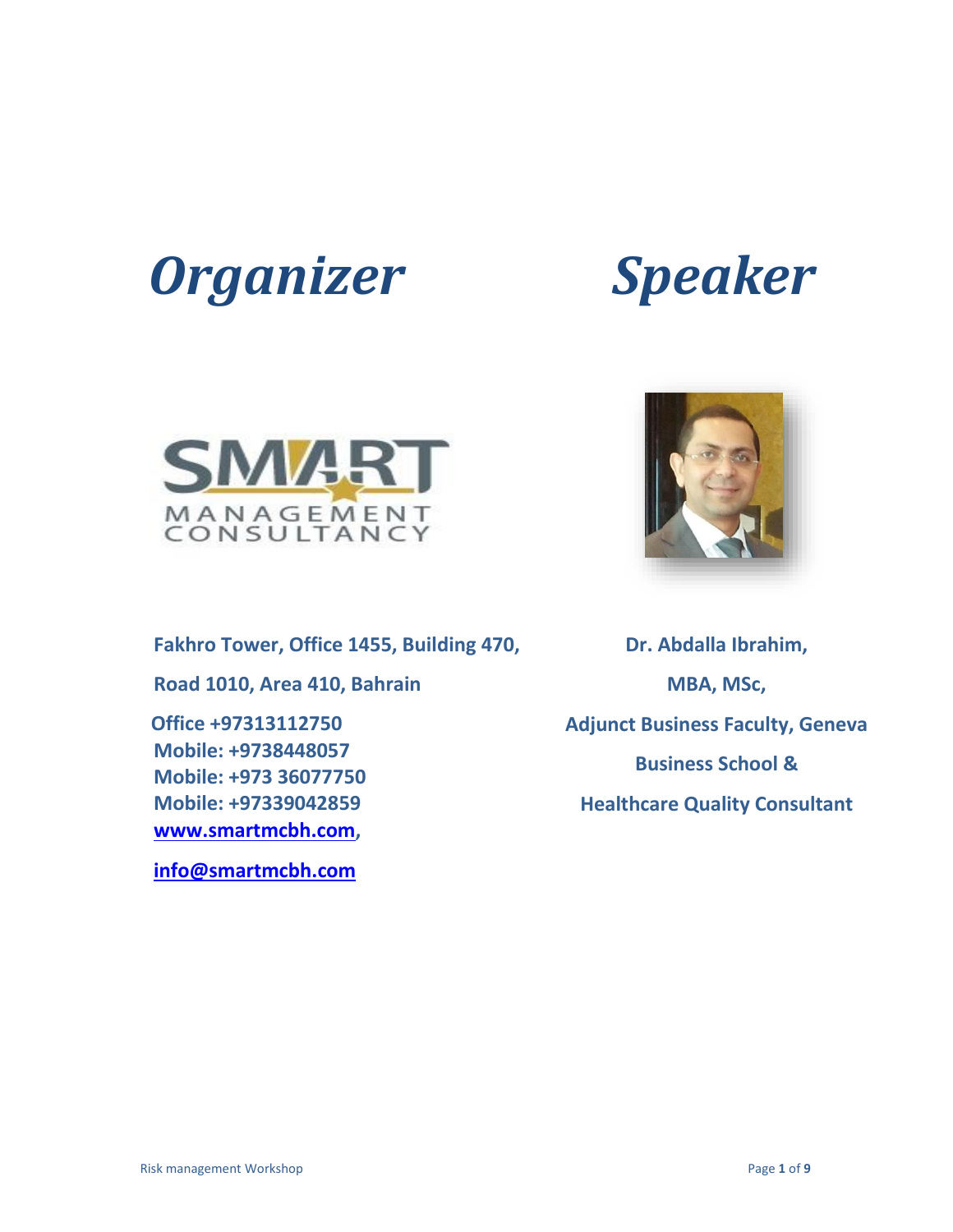# *Organizer*

Fakhro Tower, Office 1455, Building 470,

Road 1010, Area 410, Bahrain

Office +97313112750
Mobile: +9738448057
Mobile: +973 36077750
Mobile: +97339042859
[www.smartmcbh.com](http://www.smartmcbh.com),

[info@smartmcbh.com](mailto:info@smartmcbh.com)

# *Speaker*

**Dr. Abdalla Ibrahim,**

**MBA, MSc,**

**Adjunct Business Faculty, Geneva Business School &**

**Healthcare Quality Consultant**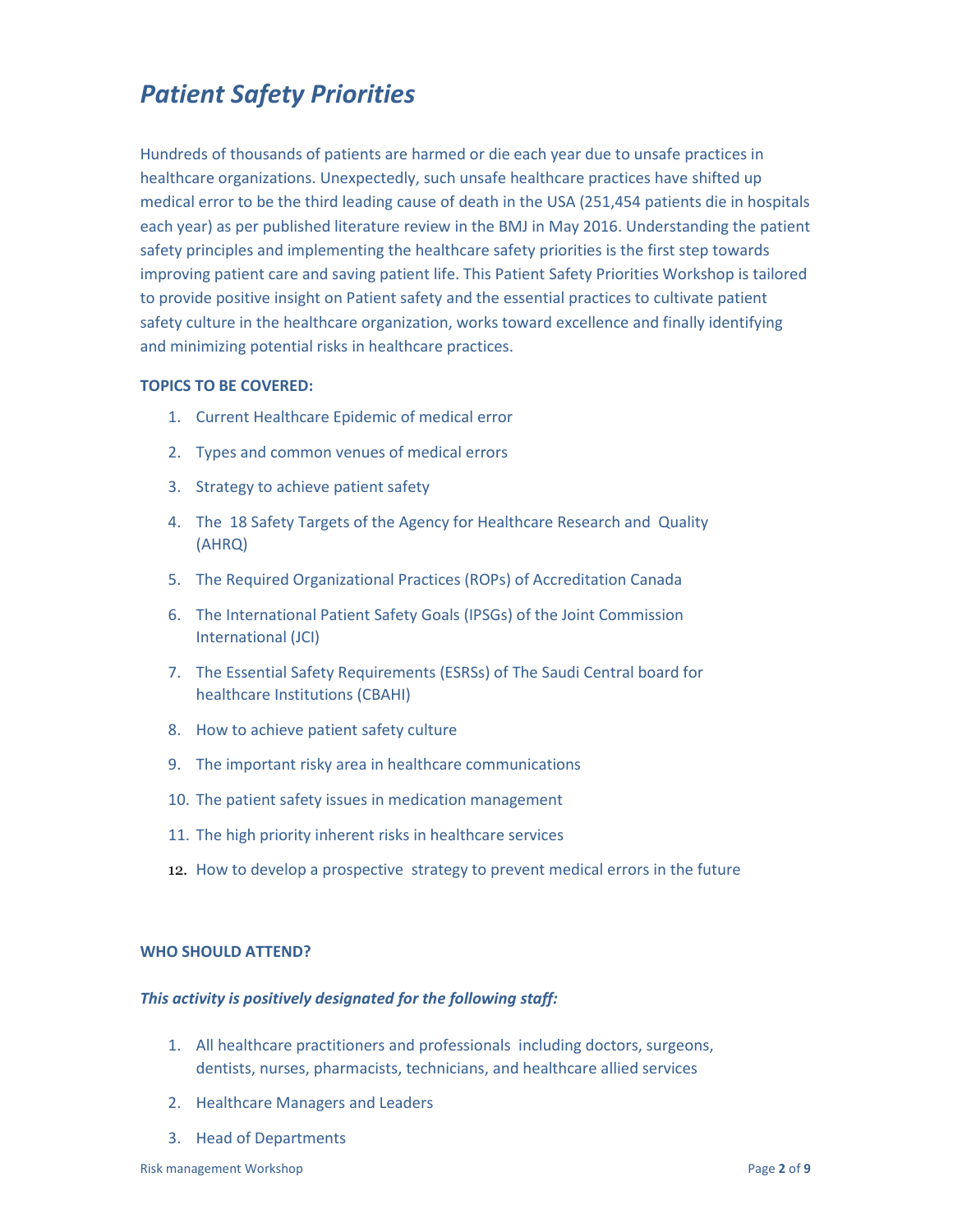# *Patient Safety Priorities*

Hundreds of thousands of patients are harmed or die each year due to unsafe practices in healthcare organizations. Unexpectedly, such unsafe healthcare practices have shifted up medical error to be the third leading cause of death in the USA (251,454 patients die in hospitals each year) as per published literature review in the BMJ in May 2016. Understanding the patient safety principles and implementing the healthcare safety priorities is the first step towards improving patient care and saving patient life. This Patient Safety Priorities Workshop is tailored to provide positive insight on Patient safety and the essential practices to cultivate patient safety culture in the healthcare organization, works toward excellence and finally identifying and minimizing potential risks in healthcare practices.

**TOPICS TO BE COVERED:**

1. Current Healthcare Epidemic of medical error
2. Types and common venues of medical errors
3. Strategy to achieve patient safety
4. The 18 Safety Targets of the Agency for Healthcare Research and Quality (AHRQ)
5. The Required Organizational Practices (ROPs) of Accreditation Canada
6. The International Patient Safety Goals (IPSGs) of the Joint Commission International (JCI)
7. The Essential Safety Requirements (ESRSs) of The Saudi Central board for healthcare Institutions (CBAHI)
8. How to achieve patient safety culture
9. The important risky area in healthcare communications
10. The patient safety issues in medication management
11. The high priority inherent risks in healthcare services
12. How to develop a prospective strategy to prevent medical errors in the future

**WHO SHOULD ATTEND?**

***This activity is positively designated for the following staff:***

1. All healthcare practitioners and professionals including doctors, surgeons, dentists, nurses, pharmacists, technicians, and healthcare allied services
2. Healthcare Managers and Leaders
3. Head of Departments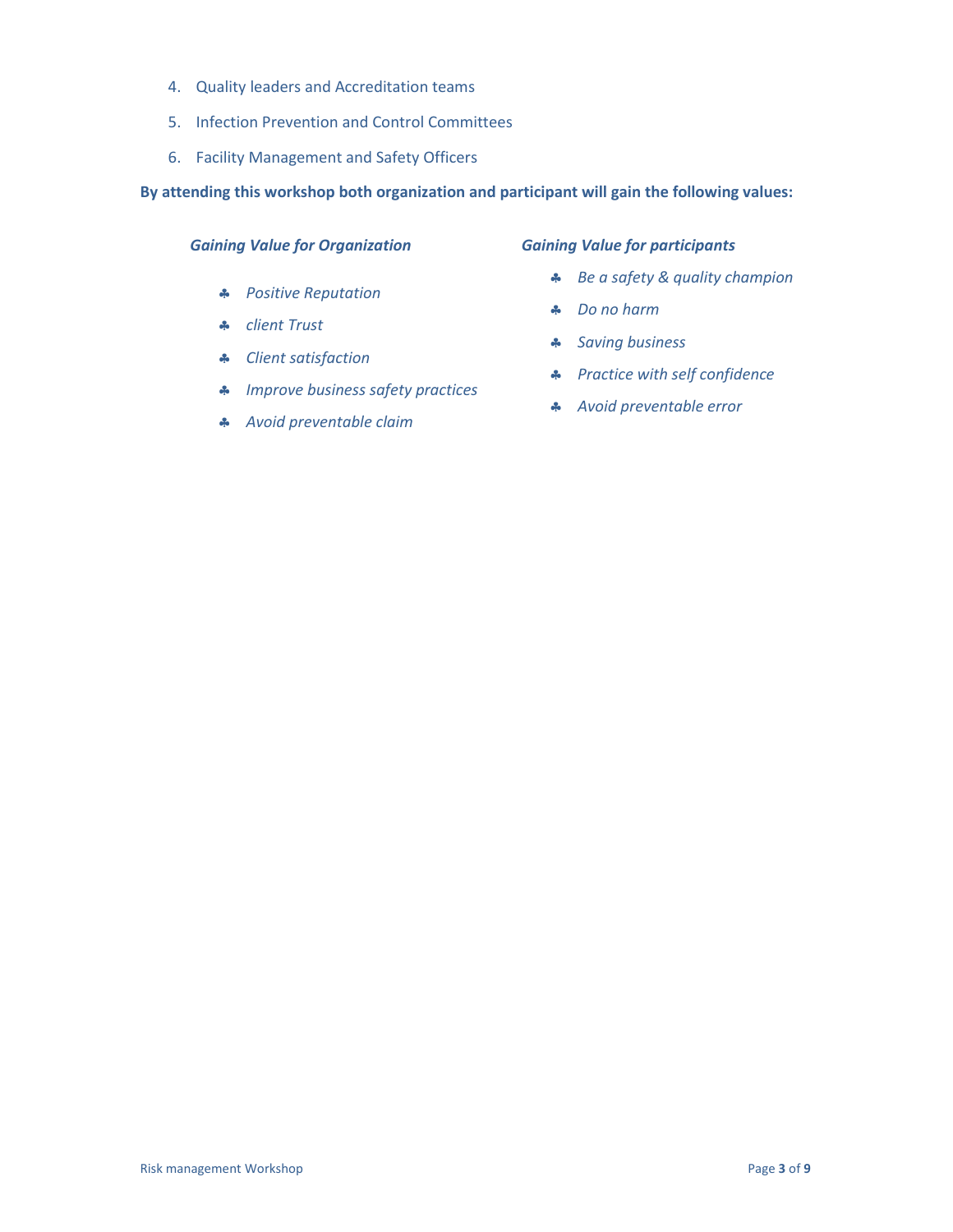4. Quality leaders and Accreditation teams
5. Infection Prevention and Control Committees
6. Facility Management and Safety Officers

**By attending this workshop both organization and participant will gain the following values:**

***Gaining Value for Organization***

- *Positive Reputation*
- *client Trust*
- *Client satisfaction*
- *Improve business safety practices*
- *Avoid preventable claim*

***Gaining Value for participants***

- *Be a safety & quality champion*
- *Do no harm*
- *Saving business*
- *Practice with self confidence*
- *Avoid preventable error*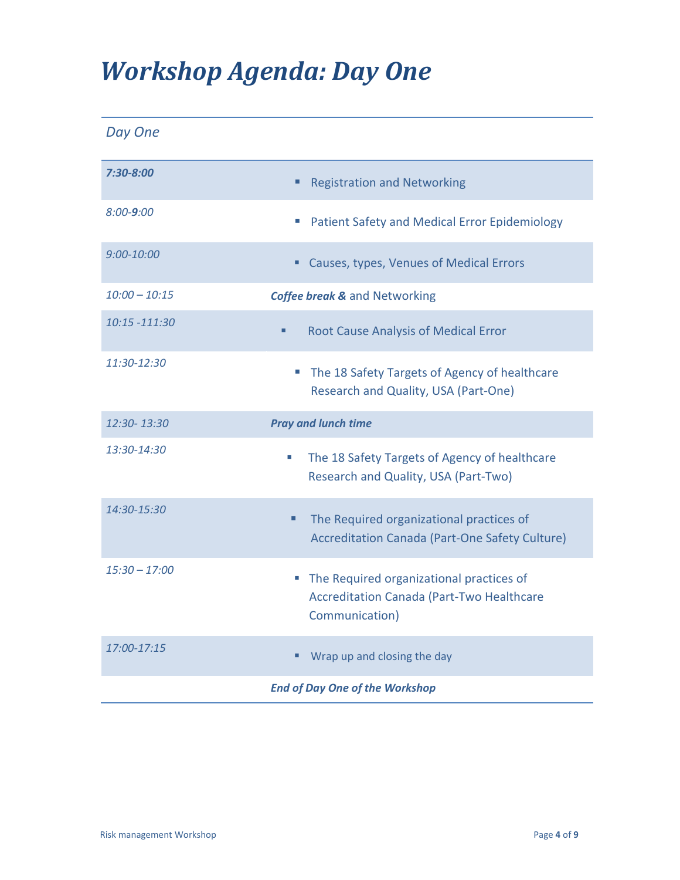# *Workshop Agenda: Day One*

| *Day One* | |
|---|---|
| ***7:30-8:00*** | ▪ Registration and Networking |
| *8:00-**9**:00* | ▪ Patient Safety and Medical Error Epidemiology |
| *9:00-10:00* | ▪ Causes, types, Venues of Medical Errors |
| *10:00 – 10:15* | ***Coffee break &*** and Networking |
| *10:15 -111:30* | ▪ Root Cause Analysis of Medical Error |
| *11:30-12:30* | ▪ The 18 Safety Targets of Agency of healthcare Research and Quality, USA (Part-One) |
| *12:30- 13:30* | ***Pray and lunch time*** |
| *13:30-14:30* | ▪ The 18 Safety Targets of Agency of healthcare Research and Quality, USA (Part-Two) |
| *14:30-15:30* | ▪ The Required organizational practices of Accreditation Canada (Part-One Safety Culture) |
| *15:30 – 17:00* | ▪ The Required organizational practices of Accreditation Canada (Part-Two Healthcare Communication) |
| *17:00-17:15* | ▪ Wrap up and closing the day |
| | ***End of Day One of the Workshop*** |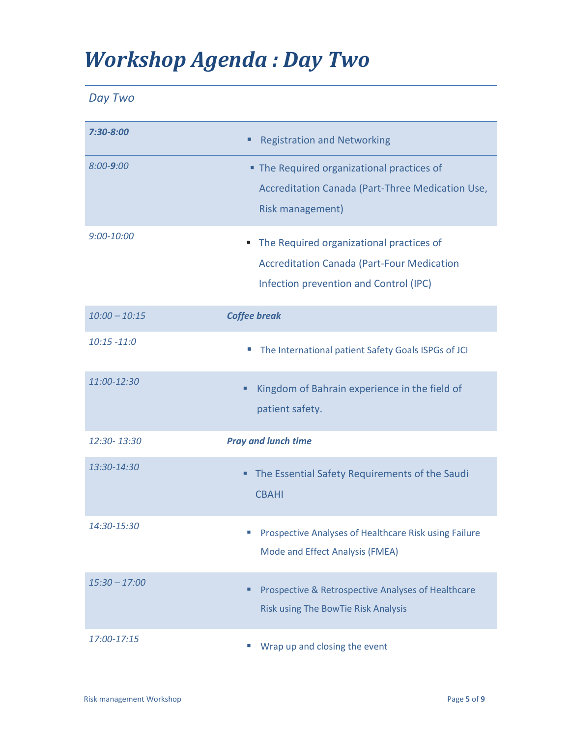# Workshop Agenda : Day Two

*Day Two*

| | |
|---|---|
| ***7:30-8:00*** | ▪ Registration and Networking |
| *8:00-**9**:00* | ▪ The Required organizational practices of Accreditation Canada (Part-Three Medication Use, Risk management) |
| *9:00-10:00* | ▪ The Required organizational practices of Accreditation Canada (Part-Four Medication Infection prevention and Control (IPC) |
| *10:00 – 10:15* | ***Coffee break*** |
| *10:15 -11:0* | ▪ The International patient Safety Goals ISPGs of JCI |
| *11:00-12:30* | ▪ Kingdom of Bahrain experience in the field of patient safety. |
| *12:30- 13:30* | ***Pray and lunch time*** |
| *13:30-14:30* | ▪ The Essential Safety Requirements of the Saudi CBAHI |
| *14:30-15:30* | ▪ Prospective Analyses of Healthcare Risk using Failure Mode and Effect Analysis (FMEA) |
| *15:30 – 17:00* | ▪ Prospective & Retrospective Analyses of Healthcare Risk using The BowTie Risk Analysis |
| *17:00-17:15* | ▪ Wrap up and closing the event |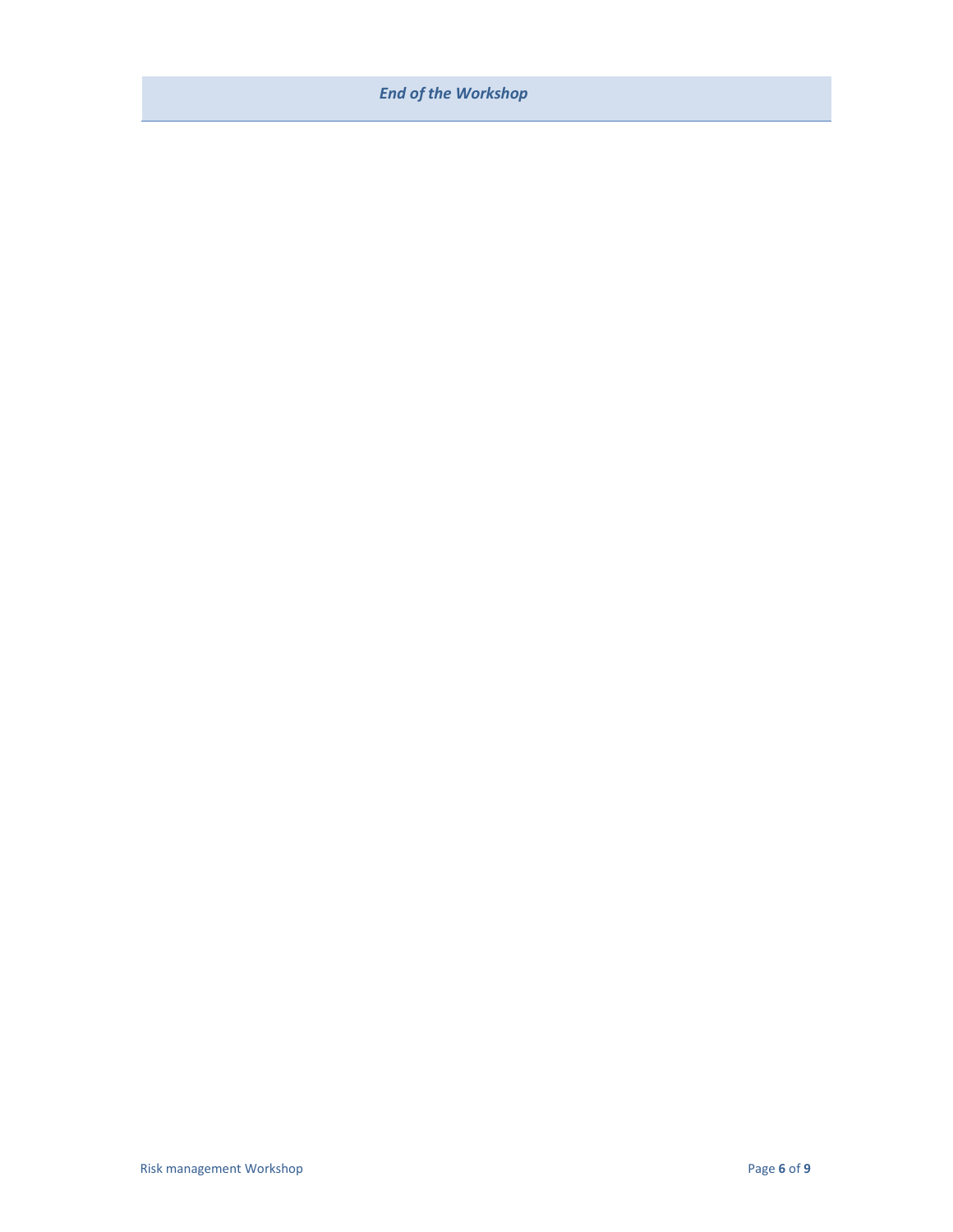***End of the Workshop***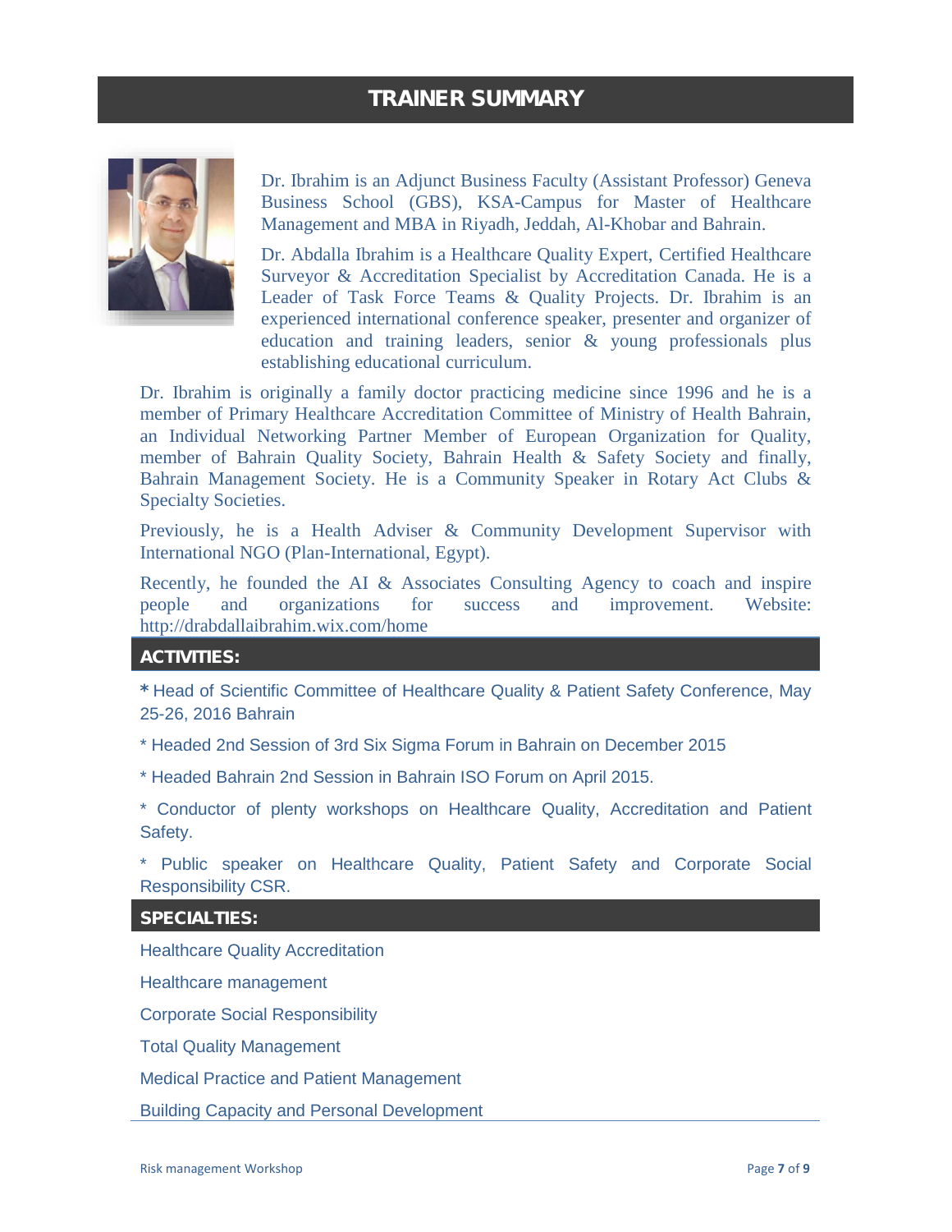# TRAINER SUMMARY

Dr. Ibrahim is an Adjunct Business Faculty (Assistant Professor) Geneva Business School (GBS), KSA-Campus for Master of Healthcare Management and MBA in Riyadh, Jeddah, Al-Khobar and Bahrain.

Dr. Abdalla Ibrahim is a Healthcare Quality Expert, Certified Healthcare Surveyor & Accreditation Specialist by Accreditation Canada. He is a Leader of Task Force Teams & Quality Projects. Dr. Ibrahim is an experienced international conference speaker, presenter and organizer of education and training leaders, senior & young professionals plus establishing educational curriculum.

Dr. Ibrahim is originally a family doctor practicing medicine since 1996 and he is a member of Primary Healthcare Accreditation Committee of Ministry of Health Bahrain, an Individual Networking Partner Member of European Organization for Quality, member of Bahrain Quality Society, Bahrain Health & Safety Society and finally, Bahrain Management Society. He is a Community Speaker in Rotary Act Clubs & Specialty Societies.

Previously, he is a Health Adviser & Community Development Supervisor with International NGO (Plan-International, Egypt).

Recently, he founded the AI & Associates Consulting Agency to coach and inspire people and organizations for success and improvement. Website: http://drabdallaibrahim.wix.com/home

## ACTIVITIES:

* Head of Scientific Committee of Healthcare Quality & Patient Safety Conference, May 25-26, 2016 Bahrain

* Headed 2nd Session of 3rd Six Sigma Forum in Bahrain on December 2015

* Headed Bahrain 2nd Session in Bahrain ISO Forum on April 2015.

* Conductor of plenty workshops on Healthcare Quality, Accreditation and Patient Safety.

* Public speaker on Healthcare Quality, Patient Safety and Corporate Social Responsibility CSR.

## SPECIALTIES:

Healthcare Quality Accreditation

Healthcare management

Corporate Social Responsibility

Total Quality Management

Medical Practice and Patient Management

Building Capacity and Personal Development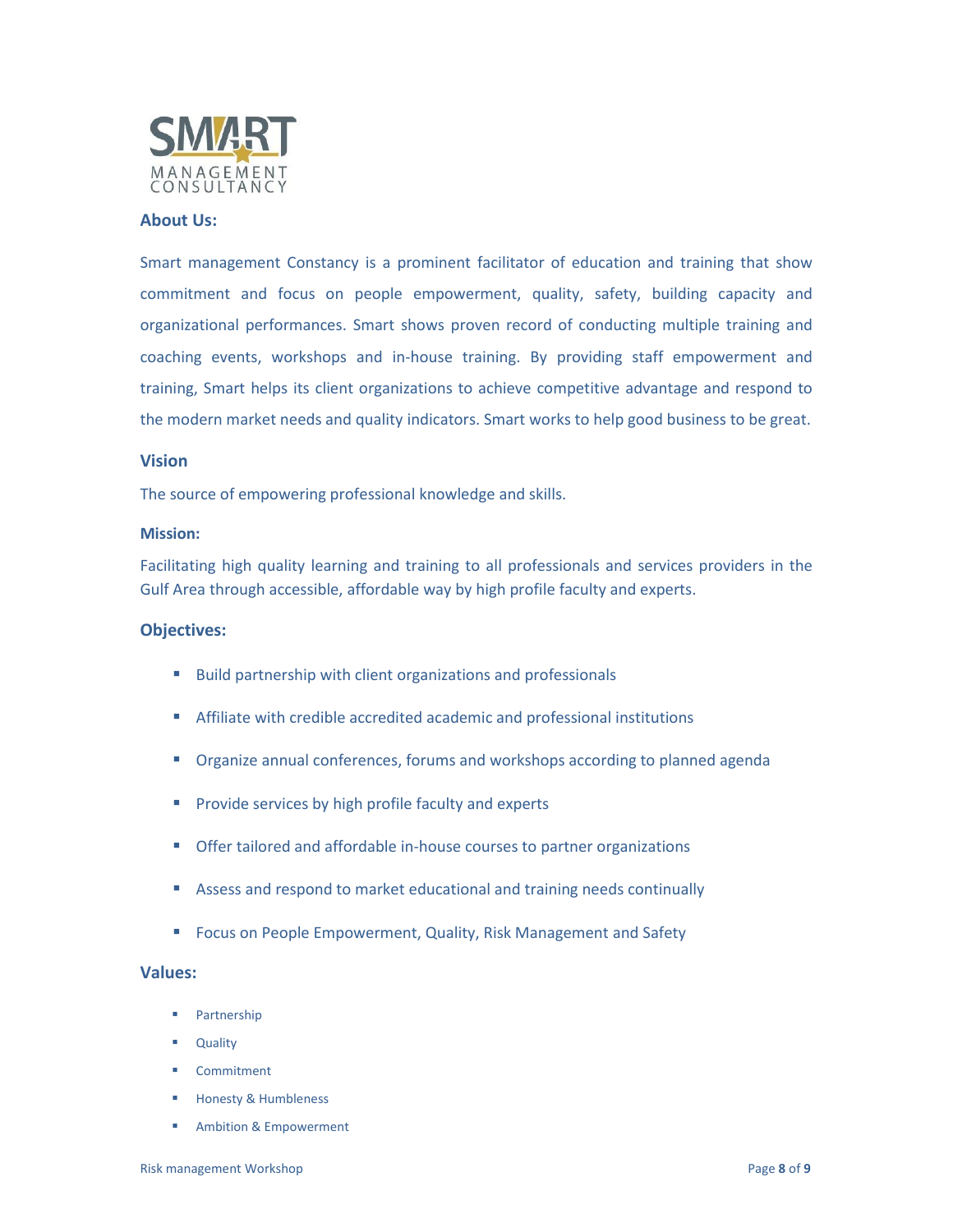## About Us:

Smart management Constancy is a prominent facilitator of education and training that show commitment and focus on people empowerment, quality, safety, building capacity and organizational performances. Smart shows proven record of conducting multiple training and coaching events, workshops and in-house training. By providing staff empowerment and training, Smart helps its client organizations to achieve competitive advantage and respond to the modern market needs and quality indicators. Smart works to help good business to be great.

### Vision

The source of empowering professional knowledge and skills.

### Mission:

Facilitating high quality learning and training to all professionals and services providers in the Gulf Area through accessible, affordable way by high profile faculty and experts.

### Objectives:

- Build partnership with client organizations and professionals
- Affiliate with credible accredited academic and professional institutions
- Organize annual conferences, forums and workshops according to planned agenda
- Provide services by high profile faculty and experts
- Offer tailored and affordable in-house courses to partner organizations
- Assess and respond to market educational and training needs continually
- Focus on People Empowerment, Quality, Risk Management and Safety

### Values:

- Partnership
- Quality
- Commitment
- Honesty & Humbleness
- Ambition & Empowerment